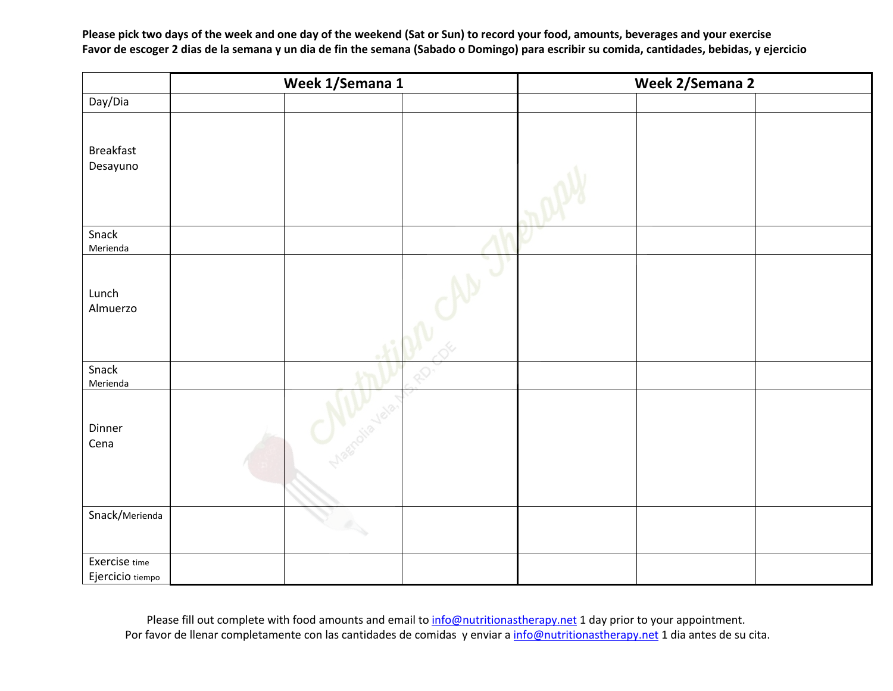**Please pick two days of the week and one day of the weekend (Sat or Sun) to record your food, amounts, beverages and your exercise**
**Favor de escoger 2 dias de la semana y un dia de fin the semana (Sabado o Domingo) para escribir su comida, cantidades, bebidas, y ejercicio**

| | **Week 1/Semana 1** | | | **Week 2/Semana 2** | | |
|---|---|---|---|---|---|---|
| Day/Dia | | | | | | |
| Breakfast Desayuno | | | | | | |
| Snack Merienda | | | | | | |
| Lunch Almuerzo | | | | | | |
| Snack Merienda | | | | | | |
| Dinner Cena | | | | | | |
| Snack/Merienda | | | | | | |
| Exercise time Ejercicio tiempo | | | | | | |

Please fill out complete with food amounts and email to info@nutritionastherapy.net 1 day prior to your appointment.
Por favor de llenar completamente con las cantidades de comidas y enviar a info@nutritionastherapy.net 1 dia antes de su cita.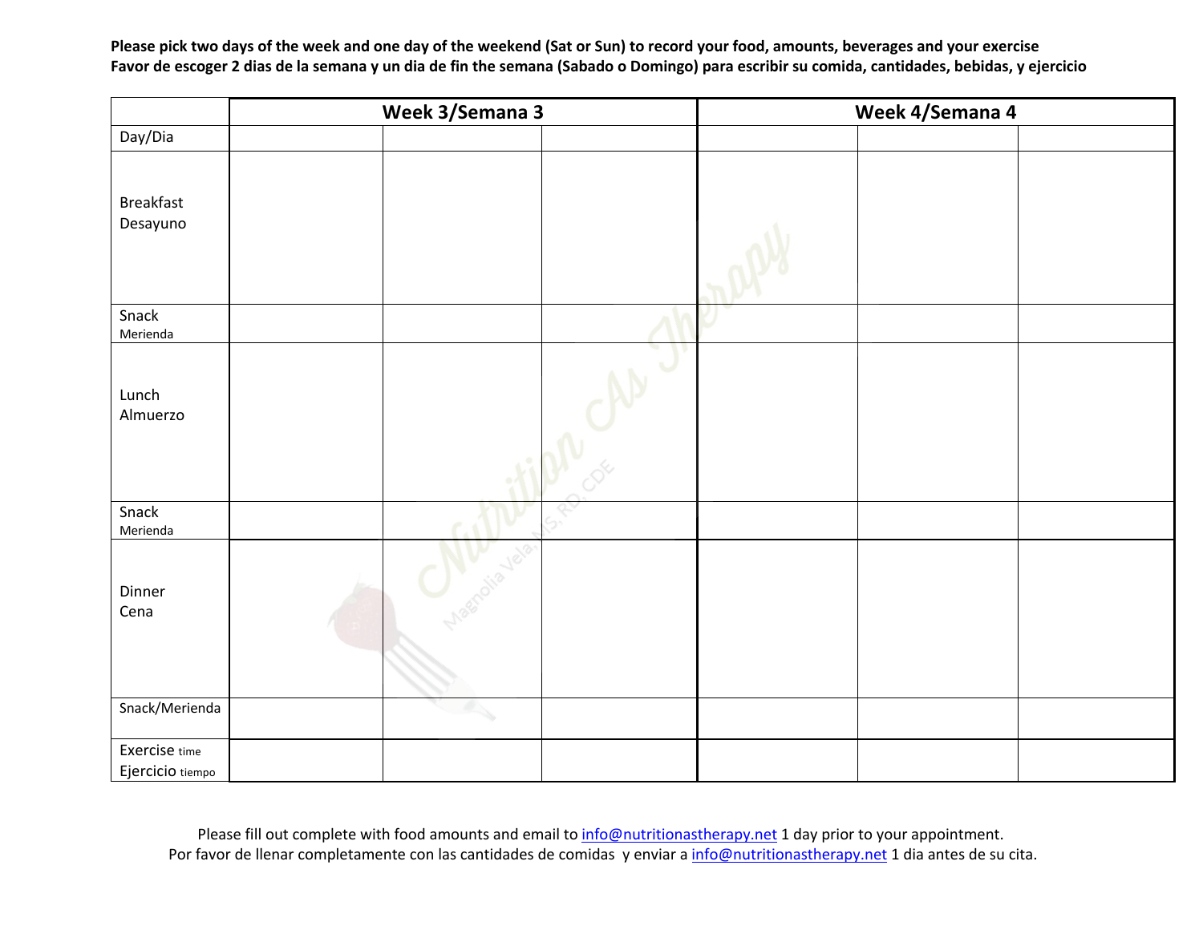**Please pick two days of the week and one day of the weekend (Sat or Sun) to record your food, amounts, beverages and your exercise**
**Favor de escoger 2 dias de la semana y un dia de fin the semana (Sabado o Domingo) para escribir su comida, cantidades, bebidas, y ejercicio**

| | **Week 3/Semana 3** | | | **Week 4/Semana 4** | | |
|---|---|---|---|---|---|---|
| Day/Dia | | | | | | |
| Breakfast Desayuno | | | | | | |
| Snack Merienda | | | | | | |
| Lunch Almuerzo | | | | | | |
| Snack Merienda | | | | | | |
| Dinner Cena | | | | | | |
| Snack/Merienda | | | | | | |
| Exercise time Ejercicio tiempo | | | | | | |

Please fill out complete with food amounts and email to info@nutritionastherapy.net 1 day prior to your appointment.
Por favor de llenar completamente con las cantidades de comidas y enviar a info@nutritionastherapy.net 1 dia antes de su cita.